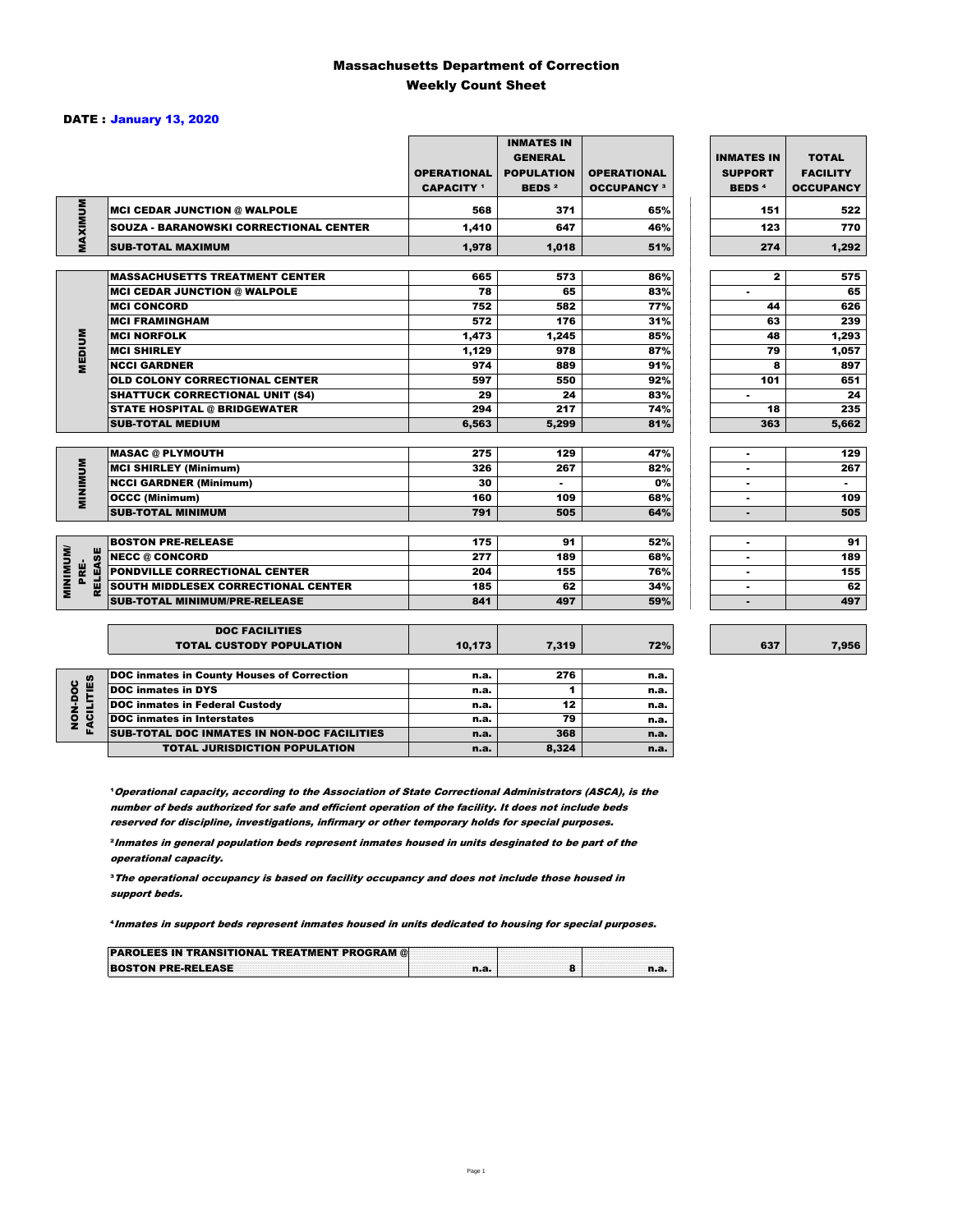# Massachusetts Department of Correction
## Weekly Count Sheet

**DATE : January 13, 2020**

| | | OPERATIONAL CAPACITY [1] | INMATES IN GENERAL POPULATION BEDS [2] | OPERATIONAL OCCUPANCY [3] | INMATES IN SUPPORT BEDS [4] | TOTAL FACILITY OCCUPANCY |
|---|---|---|---|---|---|---|
| MAXIMUM | MCI CEDAR JUNCTION @ WALPOLE | 568 | 371 | 65% | 151 | 522 |
| | SOUZA - BARANOWSKI CORRECTIONAL CENTER | 1,410 | 647 | 46% | 123 | 770 |
| | SUB-TOTAL MAXIMUM | 1,978 | 1,018 | 51% | 274 | 1,292 |
| MEDIUM | MASSACHUSETTS TREATMENT CENTER | 665 | 573 | 86% | 2 | 575 |
| | MCI CEDAR JUNCTION @ WALPOLE | 78 | 65 | 83% | - | 65 |
| | MCI CONCORD | 752 | 582 | 77% | 44 | 626 |
| | MCI FRAMINGHAM | 572 | 176 | 31% | 63 | 239 |
| | MCI NORFOLK | 1,473 | 1,245 | 85% | 48 | 1,293 |
| | MCI SHIRLEY | 1,129 | 978 | 87% | 79 | 1,057 |
| | NCCI GARDNER | 974 | 889 | 91% | 8 | 897 |
| | OLD COLONY CORRECTIONAL CENTER | 597 | 550 | 92% | 101 | 651 |
| | SHATTUCK CORRECTIONAL UNIT (S4) | 29 | 24 | 83% | - | 24 |
| | STATE HOSPITAL @ BRIDGEWATER | 294 | 217 | 74% | 18 | 235 |
| | SUB-TOTAL MEDIUM | 6,563 | 5,299 | 81% | 363 | 5,662 |
| MINIMUM | MASAC @ PLYMOUTH | 275 | 129 | 47% | - | 129 |
| | MCI SHIRLEY (Minimum) | 326 | 267 | 82% | - | 267 |
| | NCCI GARDNER (Minimum) | 30 | - | 0% | - | - |
| | OCCC (Minimum) | 160 | 109 | 68% | - | 109 |
| | SUB-TOTAL MINIMUM | 791 | 505 | 64% | - | 505 |
| MINIMUM/ PRE-RELEASE | BOSTON PRE-RELEASE | 175 | 91 | 52% | - | 91 |
| | NECC @ CONCORD | 277 | 189 | 68% | - | 189 |
| | PONDVILLE CORRECTIONAL CENTER | 204 | 155 | 76% | - | 155 |
| | SOUTH MIDDLESEX CORRECTIONAL CENTER | 185 | 62 | 34% | - | 62 |
| | SUB-TOTAL MINIMUM/PRE-RELEASE | 841 | 497 | 59% | - | 497 |
| | DOC FACILITIES TOTAL CUSTODY POPULATION | 10,173 | 7,319 | 72% | 637 | 7,956 |
| NON-DOC FACILITIES | DOC inmates in County Houses of Correction | n.a. | 276 | n.a. | | |
| | DOC inmates in DYS | n.a. | 1 | n.a. | | |
| | DOC inmates in Federal Custody | n.a. | 12 | n.a. | | |
| | DOC inmates in Interstates | n.a. | 79 | n.a. | | |
| | SUB-TOTAL DOC INMATES IN NON-DOC FACILITIES | n.a. | 368 | n.a. | | |
| | TOTAL JURISDICTION POPULATION | n.a. | 8,324 | n.a. | | |

[1] *Operational capacity, according to the Association of State Correctional Administrators (ASCA), is the number of beds authorized for safe and efficient operation of the facility. It does not include beds reserved for discipline, investigations, infirmary or other temporary holds for special purposes.*

[2] *Inmates in general population beds represent inmates housed in units desginated to be part of the operational capacity.*

[3] *The operational occupancy is based on facility occupancy and does not include those housed in support beds.*

[4] *Inmates in support beds represent inmates housed in units dedicated to housing for special purposes.*

| | | | |
|---|---|---|---|
| PAROLEES IN TRANSITIONAL TREATMENT PROGRAM @ BOSTON PRE-RELEASE | n.a. | 8 | n.a. |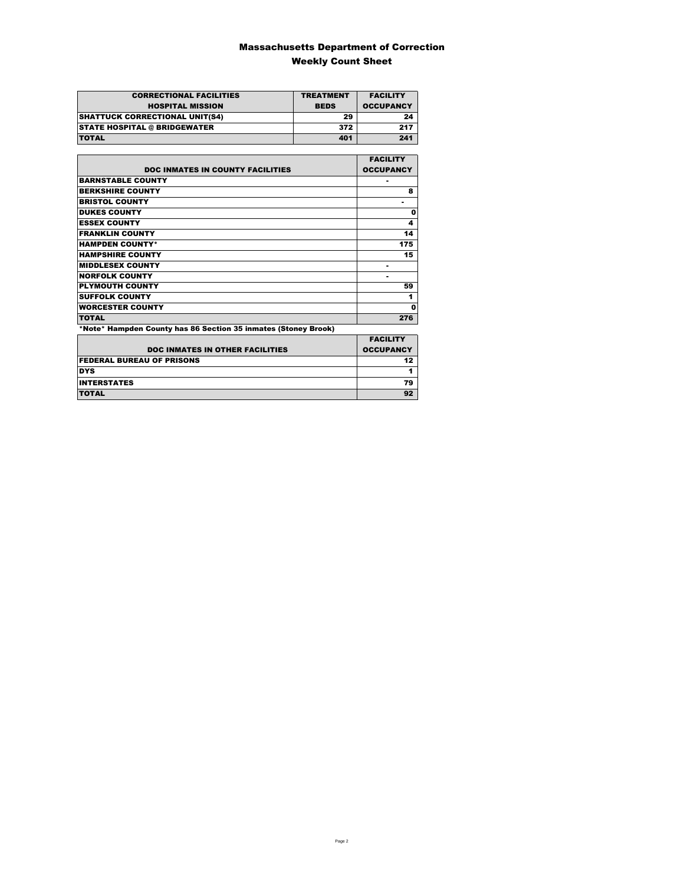# Massachusetts Department of Correction

## Weekly Count Sheet

| CORRECTIONAL FACILITIES HOSPITAL MISSION | TREATMENT BEDS | FACILITY OCCUPANCY |
|---|---|---|
| SHATTUCK CORRECTIONAL UNIT(S4) | 29 | 24 |
| STATE HOSPITAL @ BRIDGEWATER | 372 | 217 |
| TOTAL | 401 | 241 |

| DOC INMATES IN COUNTY FACILITIES | FACILITY OCCUPANCY |
|---|---|
| BARNSTABLE COUNTY | - |
| BERKSHIRE COUNTY | 8 |
| BRISTOL COUNTY | - |
| DUKES COUNTY | 0 |
| ESSEX COUNTY | 4 |
| FRANKLIN COUNTY | 14 |
| HAMPDEN COUNTY* | 175 |
| HAMPSHIRE COUNTY | 15 |
| MIDDLESEX COUNTY | - |
| NORFOLK COUNTY | - |
| PLYMOUTH COUNTY | 59 |
| SUFFOLK COUNTY | 1 |
| WORCESTER COUNTY | 0 |
| TOTAL | 276 |

*Note* Hampden County has 86 Section 35 inmates (Stoney Brook)

| DOC INMATES IN OTHER FACILITIES | FACILITY OCCUPANCY |
|---|---|
| FEDERAL BUREAU OF PRISONS | 12 |
| DYS | 1 |
| INTERSTATES | 79 |
| TOTAL | 92 |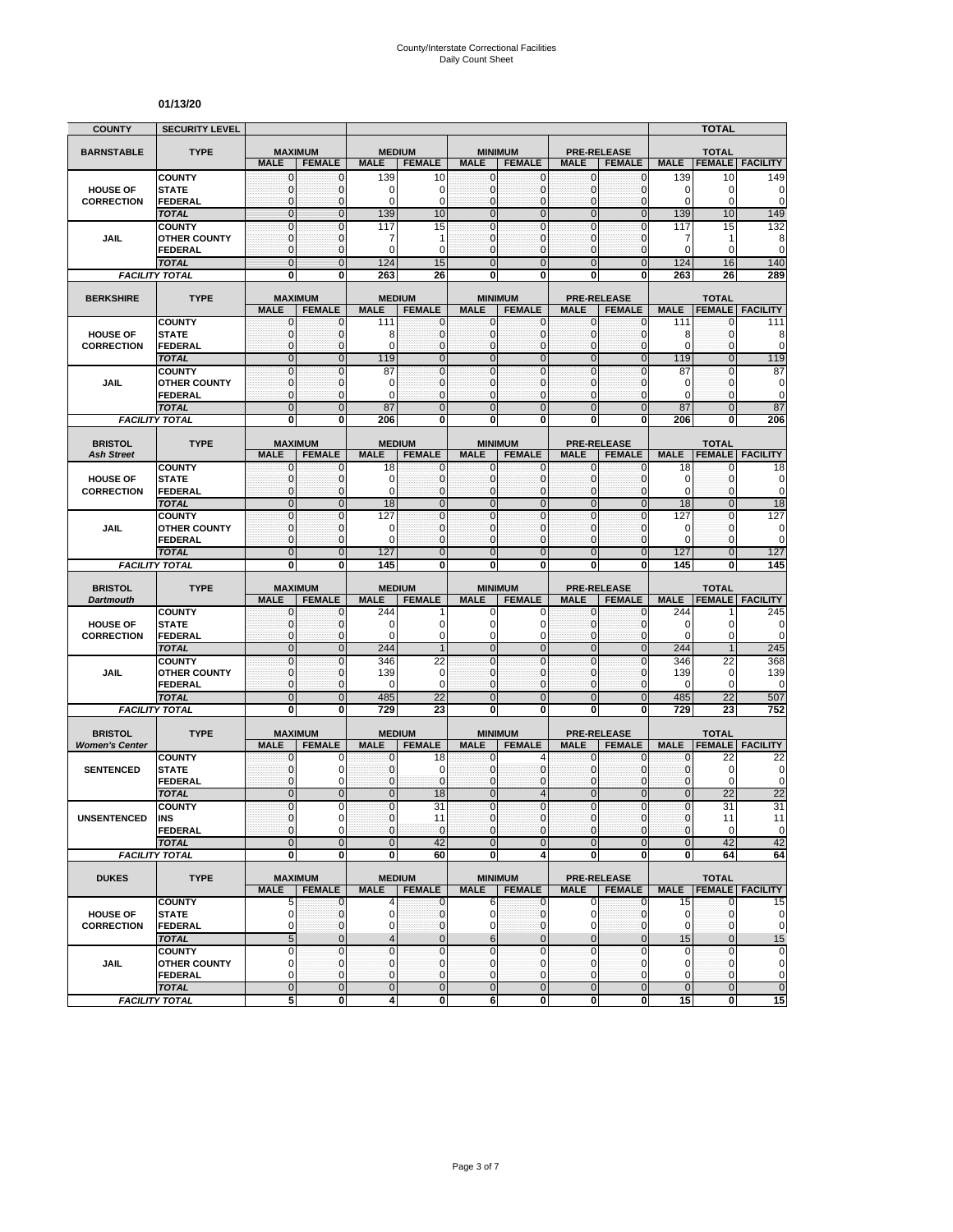# County/Interstate Correctional Facilities
## Daily Count Sheet

**01/13/20**

| COUNTY | SECURITY LEVEL | | | | | | | | | | | |
|---|---|---|---|---|---|---|---|---|---|---|---|---|
| **BARNSTABLE** | **TYPE** | **MAXIMUM** | | **MEDIUM** | | **MINIMUM** | | **PRE-RELEASE** | | **TOTAL** | | |
| | | **MALE** | **FEMALE** | **MALE** | **FEMALE** | **MALE** | **FEMALE** | **MALE** | **FEMALE** | **MALE** | **FEMALE** | **FACILITY** |
| **HOUSE OF CORRECTION** | COUNTY | 0 | 0 | 139 | 10 | 0 | 0 | 0 | 0 | 139 | 10 | 149 |
| | STATE | 0 | 0 | 0 | 0 | 0 | 0 | 0 | 0 | 0 | 0 | 0 |
| | FEDERAL | 0 | 0 | 0 | 0 | 0 | 0 | 0 | 0 | 0 | 0 | 0 |
| | *TOTAL* | 0 | 0 | 139 | 10 | 0 | 0 | 0 | 0 | 139 | 10 | 149 |
| **JAIL** | COUNTY | 0 | 0 | 117 | 15 | 0 | 0 | 0 | 0 | 117 | 15 | 132 |
| | OTHER COUNTY | 0 | 0 | 7 | 1 | 0 | 0 | 0 | 0 | 7 | 1 | 8 |
| | FEDERAL | 0 | 0 | 0 | 0 | 0 | 0 | 0 | 0 | 0 | 0 | 0 |
| | *TOTAL* | 0 | 0 | 124 | 15 | 0 | 0 | 0 | 0 | 124 | 16 | 140 |
| *FACILITY TOTAL* | | 0 | 0 | 263 | 26 | 0 | 0 | 0 | 0 | 263 | 26 | 289 |
| **BERKSHIRE** | **TYPE** | **MAXIMUM** | | **MEDIUM** | | **MINIMUM** | | **PRE-RELEASE** | | **TOTAL** | | |
| | | **MALE** | **FEMALE** | **MALE** | **FEMALE** | **MALE** | **FEMALE** | **MALE** | **FEMALE** | **MALE** | **FEMALE** | **FACILITY** |
| **HOUSE OF CORRECTION** | COUNTY | 0 | 0 | 111 | 0 | 0 | 0 | 0 | 0 | 111 | 0 | 111 |
| | STATE | 0 | 0 | 8 | 0 | 0 | 0 | 0 | 0 | 8 | 0 | 8 |
| | FEDERAL | 0 | 0 | 0 | 0 | 0 | 0 | 0 | 0 | 0 | 0 | 0 |
| | *TOTAL* | 0 | 0 | 119 | 0 | 0 | 0 | 0 | 0 | 119 | 0 | 119 |
| **JAIL** | COUNTY | 0 | 0 | 87 | 0 | 0 | 0 | 0 | 0 | 87 | 0 | 87 |
| | OTHER COUNTY | 0 | 0 | 0 | 0 | 0 | 0 | 0 | 0 | 0 | 0 | 0 |
| | FEDERAL | 0 | 0 | 0 | 0 | 0 | 0 | 0 | 0 | 0 | 0 | 0 |
| | *TOTAL* | 0 | 0 | 87 | 0 | 0 | 0 | 0 | 0 | 87 | 0 | 87 |
| *FACILITY TOTAL* | | 0 | 0 | 206 | 0 | 0 | 0 | 0 | 0 | 206 | 0 | 206 |
| **BRISTOL** *Ash Street* | **TYPE** | **MAXIMUM** | | **MEDIUM** | | **MINIMUM** | | **PRE-RELEASE** | | **TOTAL** | | |
| | | **MALE** | **FEMALE** | **MALE** | **FEMALE** | **MALE** | **FEMALE** | **MALE** | **FEMALE** | **MALE** | **FEMALE** | **FACILITY** |
| **HOUSE OF CORRECTION** | COUNTY | 0 | 0 | 18 | 0 | 0 | 0 | 0 | 0 | 18 | 0 | 18 |
| | STATE | 0 | 0 | 0 | 0 | 0 | 0 | 0 | 0 | 0 | 0 | 0 |
| | FEDERAL | 0 | 0 | 0 | 0 | 0 | 0 | 0 | 0 | 0 | 0 | 0 |
| | *TOTAL* | 0 | 0 | 18 | 0 | 0 | 0 | 0 | 0 | 18 | 0 | 18 |
| **JAIL** | COUNTY | 0 | 0 | 127 | 0 | 0 | 0 | 0 | 0 | 127 | 0 | 127 |
| | OTHER COUNTY | 0 | 0 | 0 | 0 | 0 | 0 | 0 | 0 | 0 | 0 | 0 |
| | FEDERAL | 0 | 0 | 0 | 0 | 0 | 0 | 0 | 0 | 0 | 0 | 0 |
| | *TOTAL* | 0 | 0 | 127 | 0 | 0 | 0 | 0 | 0 | 127 | 0 | 127 |
| *FACILITY TOTAL* | | 0 | 0 | 145 | 0 | 0 | 0 | 0 | 0 | 145 | 0 | 145 |
| **BRISTOL** *Dartmouth* | **TYPE** | **MAXIMUM** | | **MEDIUM** | | **MINIMUM** | | **PRE-RELEASE** | | **TOTAL** | | |
| | | **MALE** | **FEMALE** | **MALE** | **FEMALE** | **MALE** | **FEMALE** | **MALE** | **FEMALE** | **MALE** | **FEMALE** | **FACILITY** |
| **HOUSE OF CORRECTION** | COUNTY | 0 | 0 | 244 | 1 | 0 | 0 | 0 | 0 | 244 | 1 | 245 |
| | STATE | 0 | 0 | 0 | 0 | 0 | 0 | 0 | 0 | 0 | 0 | 0 |
| | FEDERAL | 0 | 0 | 0 | 0 | 0 | 0 | 0 | 0 | 0 | 0 | 0 |
| | *TOTAL* | 0 | 0 | 244 | 1 | 0 | 0 | 0 | 0 | 244 | 1 | 245 |
| **JAIL** | COUNTY | 0 | 0 | 346 | 22 | 0 | 0 | 0 | 0 | 346 | 22 | 368 |
| | OTHER COUNTY | 0 | 0 | 139 | 0 | 0 | 0 | 0 | 0 | 139 | 0 | 139 |
| | FEDERAL | 0 | 0 | 0 | 0 | 0 | 0 | 0 | 0 | 0 | 0 | 0 |
| | *TOTAL* | 0 | 0 | 485 | 22 | 0 | 0 | 0 | 0 | 485 | 22 | 507 |
| *FACILITY TOTAL* | | 0 | 0 | 729 | 23 | 0 | 0 | 0 | 0 | 729 | 23 | 752 |
| **BRISTOL** *Women's Center* | **TYPE** | **MAXIMUM** | | **MEDIUM** | | **MINIMUM** | | **PRE-RELEASE** | | **TOTAL** | | |
| | | **MALE** | **FEMALE** | **MALE** | **FEMALE** | **MALE** | **FEMALE** | **MALE** | **FEMALE** | **MALE** | **FEMALE** | **FACILITY** |
| **SENTENCED** | COUNTY | 0 | 0 | 0 | 18 | 0 | 4 | 0 | 0 | 0 | 22 | 22 |
| | STATE | 0 | 0 | 0 | 0 | 0 | 0 | 0 | 0 | 0 | 0 | 0 |
| | FEDERAL | 0 | 0 | 0 | 0 | 0 | 0 | 0 | 0 | 0 | 0 | 0 |
| | *TOTAL* | 0 | 0 | 0 | 18 | 0 | 4 | 0 | 0 | 0 | 22 | 22 |
| **UNSENTENCED** | COUNTY | 0 | 0 | 0 | 31 | 0 | 0 | 0 | 0 | 0 | 31 | 31 |
| | INS | 0 | 0 | 0 | 11 | 0 | 0 | 0 | 0 | 0 | 11 | 11 |
| | FEDERAL | 0 | 0 | 0 | 0 | 0 | 0 | 0 | 0 | 0 | 0 | 0 |
| | *TOTAL* | 0 | 0 | 0 | 42 | 0 | 0 | 0 | 0 | 0 | 42 | 42 |
| *FACILITY TOTAL* | | 0 | 0 | 0 | 60 | 0 | 4 | 0 | 0 | 0 | 64 | 64 |
| **DUKES** | **TYPE** | **MAXIMUM** | | **MEDIUM** | | **MINIMUM** | | **PRE-RELEASE** | | **TOTAL** | | |
| | | **MALE** | **FEMALE** | **MALE** | **FEMALE** | **MALE** | **FEMALE** | **MALE** | **FEMALE** | **MALE** | **FEMALE** | **FACILITY** |
| **HOUSE OF CORRECTION** | COUNTY | 5 | 0 | 4 | 0 | 6 | 0 | 0 | 0 | 15 | 0 | 15 |
| | STATE | 0 | 0 | 0 | 0 | 0 | 0 | 0 | 0 | 0 | 0 | 0 |
| | FEDERAL | 0 | 0 | 0 | 0 | 0 | 0 | 0 | 0 | 0 | 0 | 0 |
| | *TOTAL* | 5 | 0 | 4 | 0 | 6 | 0 | 0 | 0 | 15 | 0 | 15 |
| **JAIL** | COUNTY | 0 | 0 | 0 | 0 | 0 | 0 | 0 | 0 | 0 | 0 | 0 |
| | OTHER COUNTY | 0 | 0 | 0 | 0 | 0 | 0 | 0 | 0 | 0 | 0 | 0 |
| | FEDERAL | 0 | 0 | 0 | 0 | 0 | 0 | 0 | 0 | 0 | 0 | 0 |
| | *TOTAL* | 0 | 0 | 0 | 0 | 0 | 0 | 0 | 0 | 0 | 0 | 0 |
| *FACILITY TOTAL* | | 5 | 0 | 4 | 0 | 6 | 0 | 0 | 0 | 15 | 0 | 15 |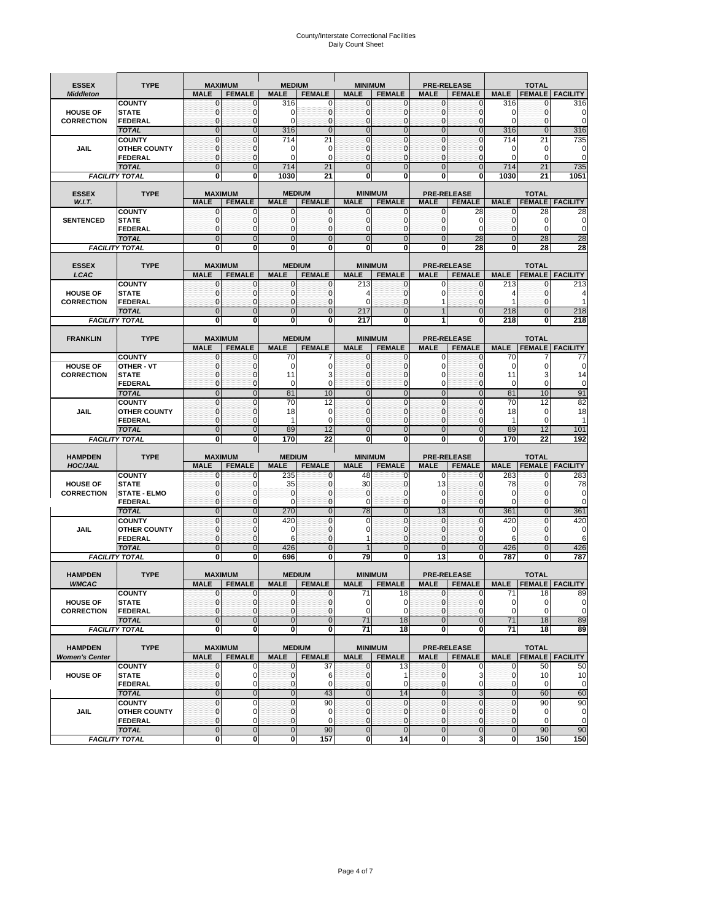# County/Interstate Correctional Facilities
## Daily Count Sheet

| ESSEX *Middleton* | TYPE | MAXIMUM MALE | MAXIMUM FEMALE | MEDIUM MALE | MEDIUM FEMALE | MINIMUM MALE | MINIMUM FEMALE | PRE-RELEASE MALE | PRE-RELEASE FEMALE | TOTAL MALE | TOTAL FEMALE | TOTAL FACILITY |
|---|---|---|---|---|---|---|---|---|---|---|---|---|
| HOUSE OF CORRECTION | COUNTY | 0 | 0 | 316 | 0 | 0 | 0 | 0 | 0 | 316 | 0 | 316 |
| | STATE | 0 | 0 | 0 | 0 | 0 | 0 | 0 | 0 | 0 | 0 | 0 |
| | FEDERAL | 0 | 0 | 0 | 0 | 0 | 0 | 0 | 0 | 0 | 0 | 0 |
| | *TOTAL* | 0 | 0 | 316 | 0 | 0 | 0 | 0 | 0 | 316 | 0 | 316 |
| JAIL | COUNTY | 0 | 0 | 714 | 21 | 0 | 0 | 0 | 0 | 714 | 21 | 735 |
| | OTHER COUNTY | 0 | 0 | 0 | 0 | 0 | 0 | 0 | 0 | 0 | 0 | 0 |
| | FEDERAL | 0 | 0 | 0 | 0 | 0 | 0 | 0 | 0 | 0 | 0 | 0 |
| | *TOTAL* | 0 | 0 | 714 | 21 | 0 | 0 | 0 | 0 | 714 | 21 | 735 |
| *FACILITY TOTAL* | | 0 | 0 | 1030 | 21 | 0 | 0 | 0 | 0 | 1030 | 21 | 1051 |

| ESSEX *W.I.T.* | TYPE | MAXIMUM MALE | MAXIMUM FEMALE | MEDIUM MALE | MEDIUM FEMALE | MINIMUM MALE | MINIMUM FEMALE | PRE-RELEASE MALE | PRE-RELEASE FEMALE | TOTAL MALE | TOTAL FEMALE | TOTAL FACILITY |
|---|---|---|---|---|---|---|---|---|---|---|---|---|
| SENTENCED | COUNTY | 0 | 0 | 0 | 0 | 0 | 0 | 0 | 28 | 0 | 28 | 28 |
| | STATE | 0 | 0 | 0 | 0 | 0 | 0 | 0 | 0 | 0 | 0 | 0 |
| | FEDERAL | 0 | 0 | 0 | 0 | 0 | 0 | 0 | 0 | 0 | 0 | 0 |
| | *TOTAL* | 0 | 0 | 0 | 0 | 0 | 0 | 0 | 28 | 0 | 28 | 28 |
| *FACILITY TOTAL* | | 0 | 0 | 0 | 0 | 0 | 0 | 0 | 28 | 0 | 28 | 28 |

| ESSEX *LCAC* | TYPE | MAXIMUM MALE | MAXIMUM FEMALE | MEDIUM MALE | MEDIUM FEMALE | MINIMUM MALE | MINIMUM FEMALE | PRE-RELEASE MALE | PRE-RELEASE FEMALE | TOTAL MALE | TOTAL FEMALE | TOTAL FACILITY |
|---|---|---|---|---|---|---|---|---|---|---|---|---|
| HOUSE OF CORRECTION | COUNTY | 0 | 0 | 0 | 0 | 213 | 0 | 0 | 0 | 213 | 0 | 213 |
| | STATE | 0 | 0 | 0 | 0 | 4 | 0 | 0 | 0 | 4 | 0 | 4 |
| | FEDERAL | 0 | 0 | 0 | 0 | 0 | 0 | 1 | 0 | 1 | 0 | 1 |
| | *TOTAL* | 0 | 0 | 0 | 0 | 217 | 0 | 1 | 0 | 218 | 0 | 218 |
| *FACILITY TOTAL* | | 0 | 0 | 0 | 0 | 217 | 0 | 1 | 0 | 218 | 0 | 218 |

| FRANKLIN | TYPE | MAXIMUM MALE | MAXIMUM FEMALE | MEDIUM MALE | MEDIUM FEMALE | MINIMUM MALE | MINIMUM FEMALE | PRE-RELEASE MALE | PRE-RELEASE FEMALE | TOTAL MALE | TOTAL FEMALE | TOTAL FACILITY |
|---|---|---|---|---|---|---|---|---|---|---|---|---|
| HOUSE OF CORRECTION | COUNTY | 0 | 0 | 70 | 7 | 0 | 0 | 0 | 0 | 70 | 7 | 77 |
| | OTHER - VT | 0 | 0 | 0 | 0 | 0 | 0 | 0 | 0 | 0 | 0 | 0 |
| | STATE | 0 | 0 | 11 | 3 | 0 | 0 | 0 | 0 | 11 | 3 | 14 |
| | FEDERAL | 0 | 0 | 0 | 0 | 0 | 0 | 0 | 0 | 0 | 0 | 0 |
| | *TOTAL* | 0 | 0 | 81 | 10 | 0 | 0 | 0 | 0 | 81 | 10 | 91 |
| JAIL | COUNTY | 0 | 0 | 70 | 12 | 0 | 0 | 0 | 0 | 70 | 12 | 82 |
| | OTHER COUNTY | 0 | 0 | 18 | 0 | 0 | 0 | 0 | 0 | 18 | 0 | 18 |
| | FEDERAL | 0 | 0 | 1 | 0 | 0 | 0 | 0 | 0 | 1 | 0 | 1 |
| | *TOTAL* | 0 | 0 | 89 | 12 | 0 | 0 | 0 | 0 | 89 | 12 | 101 |
| *FACILITY TOTAL* | | 0 | 0 | 170 | 22 | 0 | 0 | 0 | 0 | 170 | 22 | 192 |

| HAMPDEN *HOC/JAIL* | TYPE | MAXIMUM MALE | MAXIMUM FEMALE | MEDIUM MALE | MEDIUM FEMALE | MINIMUM MALE | MINIMUM FEMALE | PRE-RELEASE MALE | PRE-RELEASE FEMALE | TOTAL MALE | TOTAL FEMALE | TOTAL FACILITY |
|---|---|---|---|---|---|---|---|---|---|---|---|---|
| HOUSE OF CORRECTION | COUNTY | 0 | 0 | 235 | 0 | 48 | 0 | 0 | 0 | 283 | 0 | 283 |
| | STATE | 0 | 0 | 35 | 0 | 30 | 0 | 13 | 0 | 78 | 0 | 78 |
| | STATE - ELMO | 0 | 0 | 0 | 0 | 0 | 0 | 0 | 0 | 0 | 0 | 0 |
| | FEDERAL | 0 | 0 | 0 | 0 | 0 | 0 | 0 | 0 | 0 | 0 | 0 |
| | *TOTAL* | 0 | 0 | 270 | 0 | 78 | 0 | 13 | 0 | 361 | 0 | 361 |
| JAIL | COUNTY | 0 | 0 | 420 | 0 | 0 | 0 | 0 | 0 | 420 | 0 | 420 |
| | OTHER COUNTY | 0 | 0 | 0 | 0 | 0 | 0 | 0 | 0 | 0 | 0 | 0 |
| | FEDERAL | 0 | 0 | 6 | 0 | 1 | 0 | 0 | 0 | 6 | 0 | 6 |
| | *TOTAL* | 0 | 0 | 426 | 0 | 1 | 0 | 0 | 0 | 426 | 0 | 426 |
| *FACILITY TOTAL* | | 0 | 0 | 696 | 0 | 79 | 0 | 13 | 0 | 787 | 0 | 787 |

| HAMPDEN *WMCAC* | TYPE | MAXIMUM MALE | MAXIMUM FEMALE | MEDIUM MALE | MEDIUM FEMALE | MINIMUM MALE | MINIMUM FEMALE | PRE-RELEASE MALE | PRE-RELEASE FEMALE | TOTAL MALE | TOTAL FEMALE | TOTAL FACILITY |
|---|---|---|---|---|---|---|---|---|---|---|---|---|
| HOUSE OF CORRECTION | COUNTY | 0 | 0 | 0 | 0 | 71 | 18 | 0 | 0 | 71 | 18 | 89 |
| | STATE | 0 | 0 | 0 | 0 | 0 | 0 | 0 | 0 | 0 | 0 | 0 |
| | FEDERAL | 0 | 0 | 0 | 0 | 0 | 0 | 0 | 0 | 0 | 0 | 0 |
| | *TOTAL* | 0 | 0 | 0 | 0 | 71 | 18 | 0 | 0 | 71 | 18 | 89 |
| *FACILITY TOTAL* | | 0 | 0 | 0 | 0 | 71 | 18 | 0 | 0 | 71 | 18 | 89 |

| HAMPDEN *Women's Center* | TYPE | MAXIMUM MALE | MAXIMUM FEMALE | MEDIUM MALE | MEDIUM FEMALE | MINIMUM MALE | MINIMUM FEMALE | PRE-RELEASE MALE | PRE-RELEASE FEMALE | TOTAL MALE | TOTAL FEMALE | TOTAL FACILITY |
|---|---|---|---|---|---|---|---|---|---|---|---|---|
| HOUSE OF | COUNTY | 0 | 0 | 0 | 37 | 0 | 13 | 0 | 0 | 0 | 50 | 50 |
| | STATE | 0 | 0 | 0 | 6 | 0 | 1 | 0 | 3 | 0 | 10 | 10 |
| | FEDERAL | 0 | 0 | 0 | 0 | 0 | 0 | 0 | 0 | 0 | 0 | 0 |
| | *TOTAL* | 0 | 0 | 0 | 43 | 0 | 14 | 0 | 3 | 0 | 60 | 60 |
| JAIL | COUNTY | 0 | 0 | 0 | 90 | 0 | 0 | 0 | 0 | 0 | 90 | 90 |
| | OTHER COUNTY | 0 | 0 | 0 | 0 | 0 | 0 | 0 | 0 | 0 | 0 | 0 |
| | FEDERAL | 0 | 0 | 0 | 0 | 0 | 0 | 0 | 0 | 0 | 0 | 0 |
| | *TOTAL* | 0 | 0 | 0 | 90 | 0 | 0 | 0 | 0 | 0 | 90 | 90 |
| *FACILITY TOTAL* | | 0 | 0 | 0 | 157 | 0 | 14 | 0 | 3 | 0 | 150 | 150 |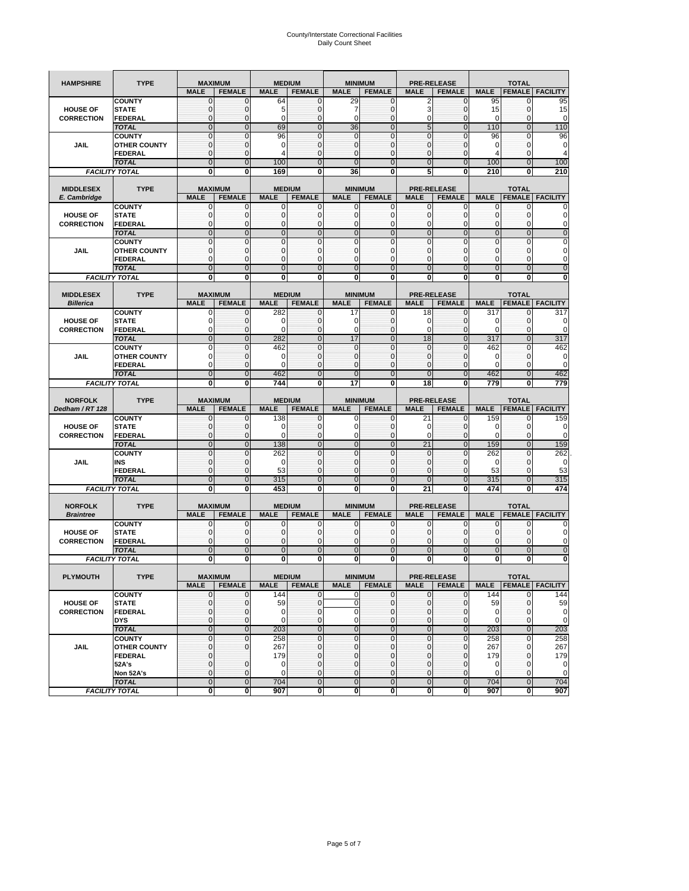# County/Interstate Correctional Facilities
## Daily Count Sheet

| HAMPSHIRE | TYPE | MAXIMUM | | MEDIUM | | MINIMUM | | PRE-RELEASE | | TOTAL | | |
|---|---|---|---|---|---|---|---|---|---|---|---|---|
| | | MALE | FEMALE | MALE | FEMALE | MALE | FEMALE | MALE | FEMALE | MALE | FEMALE | FACILITY |
| HOUSE OF CORRECTION | COUNTY | 0 | 0 | 64 | 0 | 29 | 0 | 2 | 0 | 95 | 0 | 95 |
| | STATE | 0 | 0 | 5 | 0 | 7 | 0 | 3 | 0 | 15 | 0 | 15 |
| | FEDERAL | 0 | 0 | 0 | 0 | 0 | 0 | 0 | 0 | 0 | 0 | 0 |
| | TOTAL | 0 | 0 | 69 | 0 | 36 | 0 | 5 | 0 | 110 | 0 | 110 |
| JAIL | COUNTY | 0 | 0 | 96 | 0 | 0 | 0 | 0 | 0 | 96 | 0 | 96 |
| | OTHER COUNTY | 0 | 0 | 0 | 0 | 0 | 0 | 0 | 0 | 0 | 0 | 0 |
| | FEDERAL | 0 | 0 | 4 | 0 | 0 | 0 | 0 | 0 | 4 | 0 | 4 |
| | TOTAL | 0 | 0 | 100 | 0 | 0 | 0 | 0 | 0 | 100 | 0 | 100 |
| FACILITY TOTAL | | 0 | 0 | 169 | 0 | 36 | 0 | 5 | 0 | 210 | 0 | 210 |

| MIDDLESEX E. Cambridge | TYPE | MAXIMUM | | MEDIUM | | MINIMUM | | PRE-RELEASE | | TOTAL | | |
|---|---|---|---|---|---|---|---|---|---|---|---|---|
| | | MALE | FEMALE | MALE | FEMALE | MALE | FEMALE | MALE | FEMALE | MALE | FEMALE | FACILITY |
| HOUSE OF CORRECTION | COUNTY | 0 | 0 | 0 | 0 | 0 | 0 | 0 | 0 | 0 | 0 | 0 |
| | STATE | 0 | 0 | 0 | 0 | 0 | 0 | 0 | 0 | 0 | 0 | 0 |
| | FEDERAL | 0 | 0 | 0 | 0 | 0 | 0 | 0 | 0 | 0 | 0 | 0 |
| | TOTAL | 0 | 0 | 0 | 0 | 0 | 0 | 0 | 0 | 0 | 0 | 0 |
| JAIL | COUNTY | 0 | 0 | 0 | 0 | 0 | 0 | 0 | 0 | 0 | 0 | 0 |
| | OTHER COUNTY | 0 | 0 | 0 | 0 | 0 | 0 | 0 | 0 | 0 | 0 | 0 |
| | FEDERAL | 0 | 0 | 0 | 0 | 0 | 0 | 0 | 0 | 0 | 0 | 0 |
| | TOTAL | 0 | 0 | 0 | 0 | 0 | 0 | 0 | 0 | 0 | 0 | 0 |
| FACILITY TOTAL | | 0 | 0 | 0 | 0 | 0 | 0 | 0 | 0 | 0 | 0 | 0 |

| MIDDLESEX Billerica | TYPE | MAXIMUM | | MEDIUM | | MINIMUM | | PRE-RELEASE | | TOTAL | | |
|---|---|---|---|---|---|---|---|---|---|---|---|---|
| | | MALE | FEMALE | MALE | FEMALE | MALE | FEMALE | MALE | FEMALE | MALE | FEMALE | FACILITY |
| HOUSE OF CORRECTION | COUNTY | 0 | 0 | 282 | 0 | 17 | 0 | 18 | 0 | 317 | 0 | 317 |
| | STATE | 0 | 0 | 0 | 0 | 0 | 0 | 0 | 0 | 0 | 0 | 0 |
| | FEDERAL | 0 | 0 | 0 | 0 | 0 | 0 | 0 | 0 | 0 | 0 | 0 |
| | TOTAL | 0 | 0 | 282 | 0 | 17 | 0 | 18 | 0 | 317 | 0 | 317 |
| JAIL | COUNTY | 0 | 0 | 462 | 0 | 0 | 0 | 0 | 0 | 462 | 0 | 462 |
| | OTHER COUNTY | 0 | 0 | 0 | 0 | 0 | 0 | 0 | 0 | 0 | 0 | 0 |
| | FEDERAL | 0 | 0 | 0 | 0 | 0 | 0 | 0 | 0 | 0 | 0 | 0 |
| | TOTAL | 0 | 0 | 462 | 0 | 0 | 0 | 0 | 0 | 462 | 0 | 462 |
| FACILITY TOTAL | | 0 | 0 | 744 | 0 | 17 | 0 | 18 | 0 | 779 | 0 | 779 |

| NORFOLK Dedham / RT 128 | TYPE | MAXIMUM | | MEDIUM | | MINIMUM | | PRE-RELEASE | | TOTAL | | |
|---|---|---|---|---|---|---|---|---|---|---|---|---|
| | | MALE | FEMALE | MALE | FEMALE | MALE | FEMALE | MALE | FEMALE | MALE | FEMALE | FACILITY |
| HOUSE OF CORRECTION | COUNTY | 0 | 0 | 138 | 0 | 0 | 0 | 21 | 0 | 159 | 0 | 159 |
| | STATE | 0 | 0 | 0 | 0 | 0 | 0 | 0 | 0 | 0 | 0 | 0 |
| | FEDERAL | 0 | 0 | 0 | 0 | 0 | 0 | 0 | 0 | 0 | 0 | 0 |
| | TOTAL | 0 | 0 | 138 | 0 | 0 | 0 | 21 | 0 | 159 | 0 | 159 |
| JAIL | COUNTY | 0 | 0 | 262 | 0 | 0 | 0 | 0 | 0 | 262 | 0 | 262 |
| | INS | 0 | 0 | 0 | 0 | 0 | 0 | 0 | 0 | 0 | 0 | 0 |
| | FEDERAL | 0 | 0 | 53 | 0 | 0 | 0 | 0 | 0 | 53 | 0 | 53 |
| | TOTAL | 0 | 0 | 315 | 0 | 0 | 0 | 0 | 0 | 315 | 0 | 315 |
| FACILITY TOTAL | | 0 | 0 | 453 | 0 | 0 | 0 | 21 | 0 | 474 | 0 | 474 |

| NORFOLK Braintree | TYPE | MAXIMUM | | MEDIUM | | MINIMUM | | PRE-RELEASE | | TOTAL | | |
|---|---|---|---|---|---|---|---|---|---|---|---|---|
| | | MALE | FEMALE | MALE | FEMALE | MALE | FEMALE | MALE | FEMALE | MALE | FEMALE | FACILITY |
| HOUSE OF CORRECTION | COUNTY | 0 | 0 | 0 | 0 | 0 | 0 | 0 | 0 | 0 | 0 | 0 |
| | STATE | 0 | 0 | 0 | 0 | 0 | 0 | 0 | 0 | 0 | 0 | 0 |
| | FEDERAL | 0 | 0 | 0 | 0 | 0 | 0 | 0 | 0 | 0 | 0 | 0 |
| | TOTAL | 0 | 0 | 0 | 0 | 0 | 0 | 0 | 0 | 0 | 0 | 0 |
| FACILITY TOTAL | | 0 | 0 | 0 | 0 | 0 | 0 | 0 | 0 | 0 | 0 | 0 |

| PLYMOUTH | TYPE | MAXIMUM | | MEDIUM | | MINIMUM | | PRE-RELEASE | | TOTAL | | |
|---|---|---|---|---|---|---|---|---|---|---|---|---|
| | | MALE | FEMALE | MALE | FEMALE | MALE | FEMALE | MALE | FEMALE | MALE | FEMALE | FACILITY |
| HOUSE OF CORRECTION | COUNTY | 0 | 0 | 144 | 0 | 0 | 0 | 0 | 0 | 144 | 0 | 144 |
| | STATE | 0 | 0 | 59 | 0 | 0 | 0 | 0 | 0 | 59 | 0 | 59 |
| | FEDERAL | 0 | 0 | 0 | 0 | 0 | 0 | 0 | 0 | 0 | 0 | 0 |
| | DYS | 0 | 0 | 0 | 0 | 0 | 0 | 0 | 0 | 0 | 0 | 0 |
| | TOTAL | 0 | 0 | 203 | 0 | 0 | 0 | 0 | 0 | 203 | 0 | 203 |
| JAIL | COUNTY | 0 | 0 | 258 | 0 | 0 | 0 | 0 | 0 | 258 | 0 | 258 |
| | OTHER COUNTY | 0 | 0 | 267 | 0 | 0 | 0 | 0 | 0 | 267 | 0 | 267 |
| | FEDERAL | 0 | | 179 | 0 | 0 | 0 | 0 | 0 | 179 | 0 | 179 |
| | 52A's | 0 | 0 | 0 | 0 | 0 | 0 | 0 | 0 | 0 | 0 | 0 |
| | Non 52A's | 0 | 0 | 0 | 0 | 0 | 0 | 0 | 0 | 0 | 0 | 0 |
| | TOTAL | 0 | 0 | 704 | 0 | 0 | 0 | 0 | 0 | 704 | 0 | 704 |
| FACILITY TOTAL | | 0 | 0 | 907 | 0 | 0 | 0 | 0 | 0 | 907 | 0 | 907 |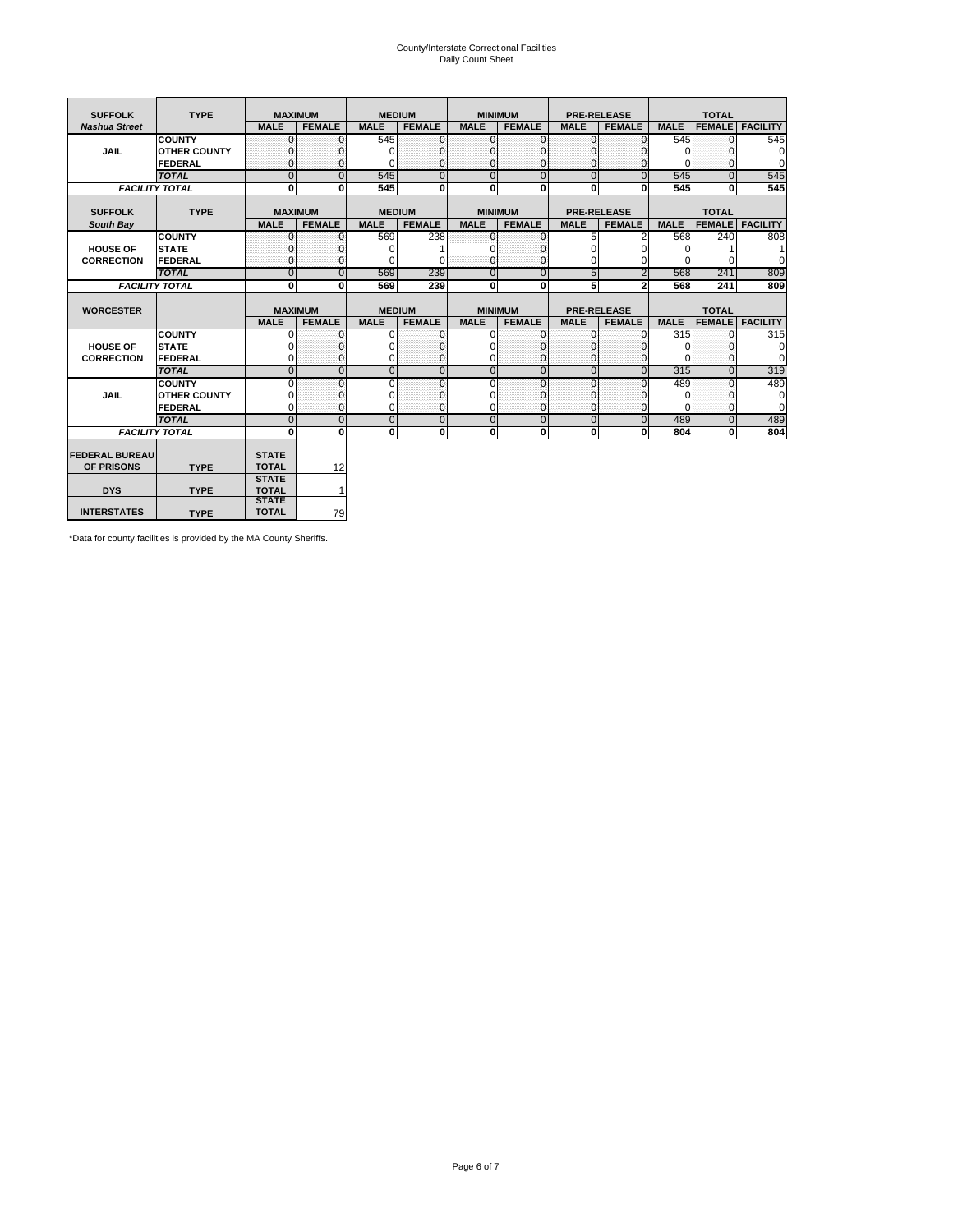# County/Interstate Correctional Facilities
## Daily Count Sheet

| SUFFOLK | TYPE | MAXIMUM | | MEDIUM | | MINIMUM | | PRE-RELEASE | | TOTAL | | |
|---|---|---|---|---|---|---|---|---|---|---|---|---|
| *Nashua Street* | | MALE | FEMALE | MALE | FEMALE | MALE | FEMALE | MALE | FEMALE | MALE | FEMALE | FACILITY |
| JAIL | COUNTY | 0 | 0 | 545 | 0 | 0 | 0 | 0 | 0 | 545 | 0 | 545 |
| | OTHER COUNTY | 0 | 0 | 0 | 0 | 0 | 0 | 0 | 0 | 0 | 0 | 0 |
| | FEDERAL | 0 | 0 | 0 | 0 | 0 | 0 | 0 | 0 | 0 | 0 | 0 |
| | *TOTAL* | 0 | 0 | 545 | 0 | 0 | 0 | 0 | 0 | 545 | 0 | 545 |
| *FACILITY TOTAL* | | 0 | 0 | 545 | 0 | 0 | 0 | 0 | 0 | 545 | 0 | 545 |

| SUFFOLK | TYPE | MAXIMUM | | MEDIUM | | MINIMUM | | PRE-RELEASE | | TOTAL | | |
|---|---|---|---|---|---|---|---|---|---|---|---|---|
| *South Bay* | | MALE | FEMALE | MALE | FEMALE | MALE | FEMALE | MALE | FEMALE | MALE | FEMALE | FACILITY |
| HOUSE OF CORRECTION | COUNTY | 0 | 0 | 569 | 238 | 0 | 0 | 5 | 2 | 568 | 240 | 808 |
| | STATE | 0 | 0 | 0 | 1 | 0 | 0 | 0 | 0 | 0 | 1 | 1 |
| | FEDERAL | 0 | 0 | 0 | 0 | 0 | 0 | 0 | 0 | 0 | 0 | 0 |
| | *TOTAL* | 0 | 0 | 569 | 239 | 0 | 0 | 5 | 2 | 568 | 241 | 809 |
| *FACILITY TOTAL* | | 0 | 0 | 569 | 239 | 0 | 0 | 5 | 2 | 568 | 241 | 809 |

| WORCESTER | | MAXIMUM | | MEDIUM | | MINIMUM | | PRE-RELEASE | | TOTAL | | |
|---|---|---|---|---|---|---|---|---|---|---|---|---|
| | | MALE | FEMALE | MALE | FEMALE | MALE | FEMALE | MALE | FEMALE | MALE | FEMALE | FACILITY |
| HOUSE OF CORRECTION | COUNTY | 0 | 0 | 0 | 0 | 0 | 0 | 0 | 0 | 315 | 0 | 315 |
| | STATE | 0 | 0 | 0 | 0 | 0 | 0 | 0 | 0 | 0 | 0 | 0 |
| | FEDERAL | 0 | 0 | 0 | 0 | 0 | 0 | 0 | 0 | 0 | 0 | 0 |
| | *TOTAL* | 0 | 0 | 0 | 0 | 0 | 0 | 0 | 0 | 315 | 0 | 319 |
| JAIL | COUNTY | 0 | 0 | 0 | 0 | 0 | 0 | 0 | 0 | 489 | 0 | 489 |
| | OTHER COUNTY | 0 | 0 | 0 | 0 | 0 | 0 | 0 | 0 | 0 | 0 | 0 |
| | FEDERAL | 0 | 0 | 0 | 0 | 0 | 0 | 0 | 0 | 0 | 0 | 0 |
| | *TOTAL* | 0 | 0 | 0 | 0 | 0 | 0 | 0 | 0 | 489 | 0 | 489 |
| *FACILITY TOTAL* | | 0 | 0 | 0 | 0 | 0 | 0 | 0 | 0 | 804 | 0 | 804 |

| | | | |
|---|---|---|---|
| FEDERAL BUREAU OF PRISONS | TYPE | STATE TOTAL | 12 |
| DYS | TYPE | STATE TOTAL | 1 |
| INTERSTATES | TYPE | STATE TOTAL | 79 |

*Data for county facilities is provided by the MA County Sheriffs.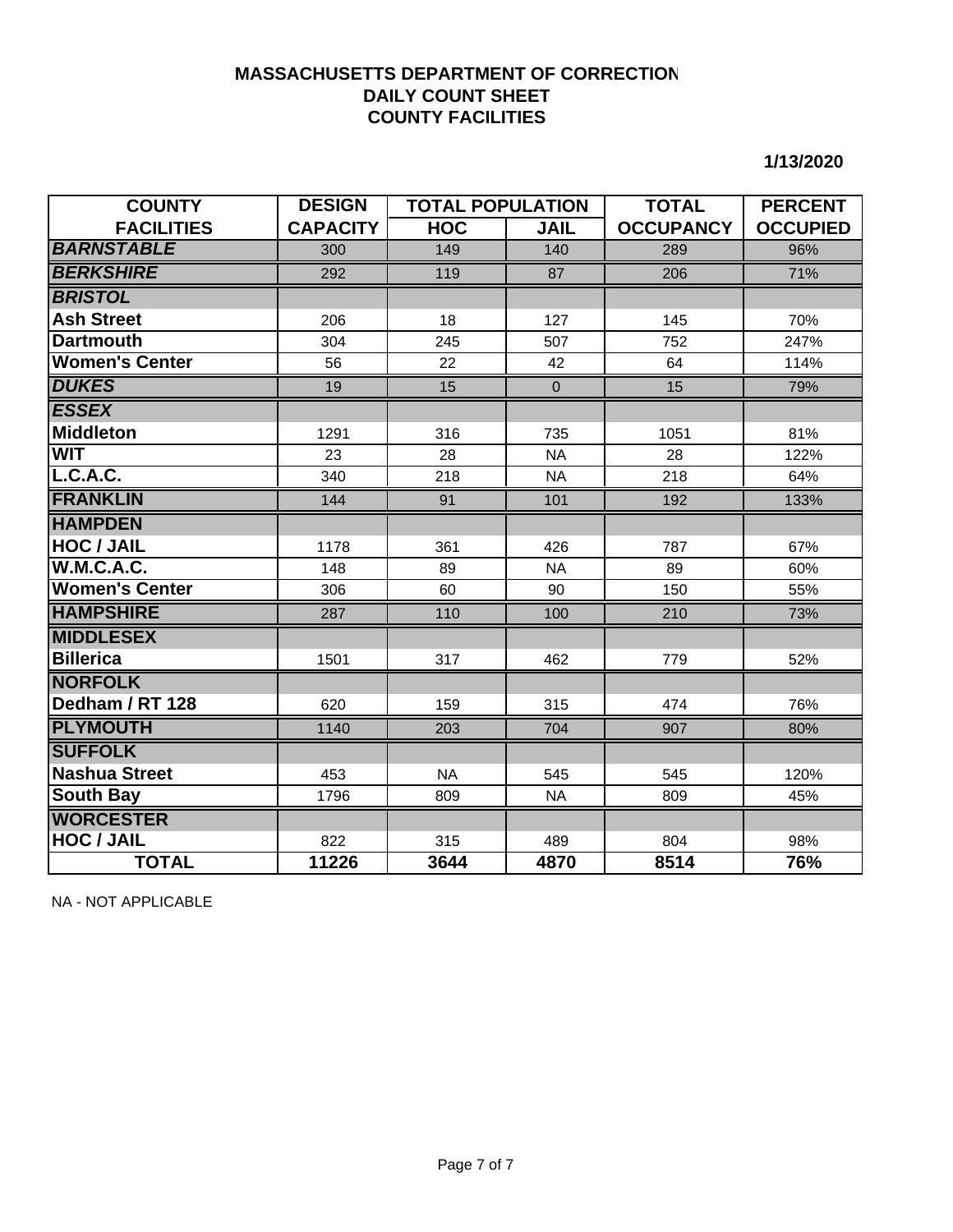# MASSACHUSETTS DEPARTMENT OF CORRECTION
## DAILY COUNT SHEET
## COUNTY FACILITIES

**1/13/2020**

| COUNTY FACILITIES | DESIGN CAPACITY | TOTAL POPULATION | | TOTAL OCCUPANCY | PERCENT OCCUPIED |
|---|---|---|---|---|---|
| | | HOC | JAIL | | |
| ***BARNSTABLE*** | 300 | 149 | 140 | 289 | 96% |
| ***BERKSHIRE*** | 292 | 119 | 87 | 206 | 71% |
| ***BRISTOL*** | | | | | |
| **Ash Street** | 206 | 18 | 127 | 145 | 70% |
| **Dartmouth** | 304 | 245 | 507 | 752 | 247% |
| **Women's Center** | 56 | 22 | 42 | 64 | 114% |
| ***DUKES*** | 19 | 15 | 0 | 15 | 79% |
| ***ESSEX*** | | | | | |
| **Middleton** | 1291 | 316 | 735 | 1051 | 81% |
| **WIT** | 23 | 28 | NA | 28 | 122% |
| **L.C.A.C.** | 340 | 218 | NA | 218 | 64% |
| **FRANKLIN** | 144 | 91 | 101 | 192 | 133% |
| **HAMPDEN** | | | | | |
| **HOC / JAIL** | 1178 | 361 | 426 | 787 | 67% |
| **W.M.C.A.C.** | 148 | 89 | NA | 89 | 60% |
| **Women's Center** | 306 | 60 | 90 | 150 | 55% |
| **HAMPSHIRE** | 287 | 110 | 100 | 210 | 73% |
| **MIDDLESEX** | | | | | |
| **Billerica** | 1501 | 317 | 462 | 779 | 52% |
| **NORFOLK** | | | | | |
| **Dedham / RT 128** | 620 | 159 | 315 | 474 | 76% |
| **PLYMOUTH** | 1140 | 203 | 704 | 907 | 80% |
| **SUFFOLK** | | | | | |
| **Nashua Street** | 453 | NA | 545 | 545 | 120% |
| **South Bay** | 1796 | 809 | NA | 809 | 45% |
| **WORCESTER** | | | | | |
| **HOC / JAIL** | 822 | 315 | 489 | 804 | 98% |
| **TOTAL** | **11226** | **3644** | **4870** | **8514** | **76%** |

NA - NOT APPLICABLE